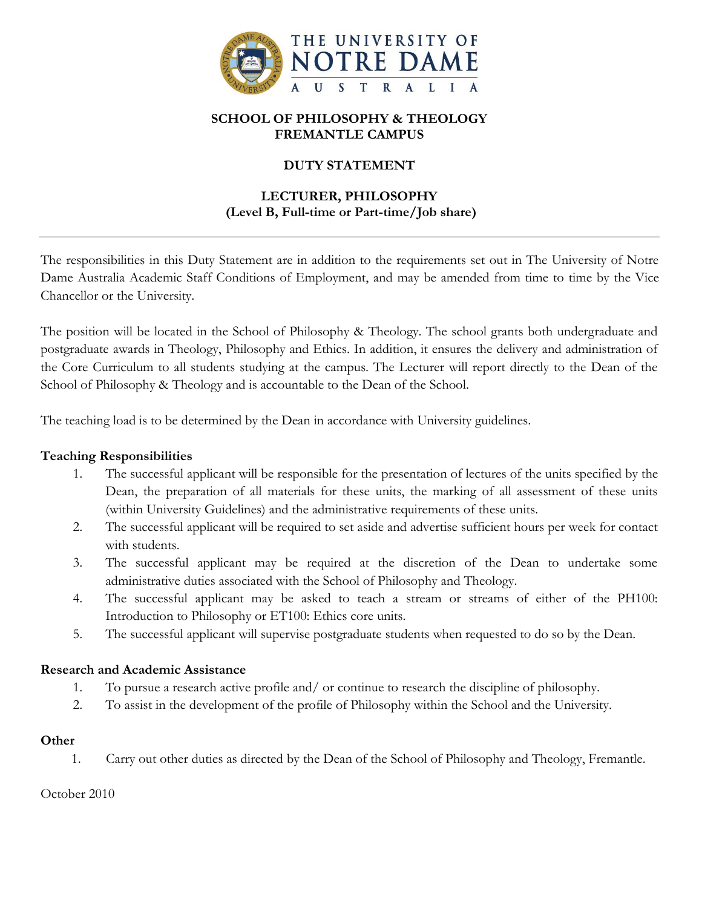**THE UNIVERSITY OF NOTRE DAME AUSTRALIA**

**SCHOOL OF PHILOSOPHY & THEOLOGY**
**FREMANTLE CAMPUS**

**DUTY STATEMENT**

**LECTURER, PHILOSOPHY**
**(Level B, Full-time or Part-time/Job share)**

---

The responsibilities in this Duty Statement are in addition to the requirements set out in The University of Notre Dame Australia Academic Staff Conditions of Employment, and may be amended from time to time by the Vice Chancellor or the University.

The position will be located in the School of Philosophy & Theology. The school grants both undergraduate and postgraduate awards in Theology, Philosophy and Ethics. In addition, it ensures the delivery and administration of the Core Curriculum to all students studying at the campus. The Lecturer will report directly to the Dean of the School of Philosophy & Theology and is accountable to the Dean of the School.

The teaching load is to be determined by the Dean in accordance with University guidelines.

**Teaching Responsibilities**

1. The successful applicant will be responsible for the presentation of lectures of the units specified by the Dean, the preparation of all materials for these units, the marking of all assessment of these units (within University Guidelines) and the administrative requirements of these units.
2. The successful applicant will be required to set aside and advertise sufficient hours per week for contact with students.
3. The successful applicant may be required at the discretion of the Dean to undertake some administrative duties associated with the School of Philosophy and Theology.
4. The successful applicant may be asked to teach a stream or streams of either of the PH100: Introduction to Philosophy or ET100: Ethics core units.
5. The successful applicant will supervise postgraduate students when requested to do so by the Dean.

**Research and Academic Assistance**

1. To pursue a research active profile and/ or continue to research the discipline of philosophy.
2. To assist in the development of the profile of Philosophy within the School and the University.

**Other**

1. Carry out other duties as directed by the Dean of the School of Philosophy and Theology, Fremantle.

October 2010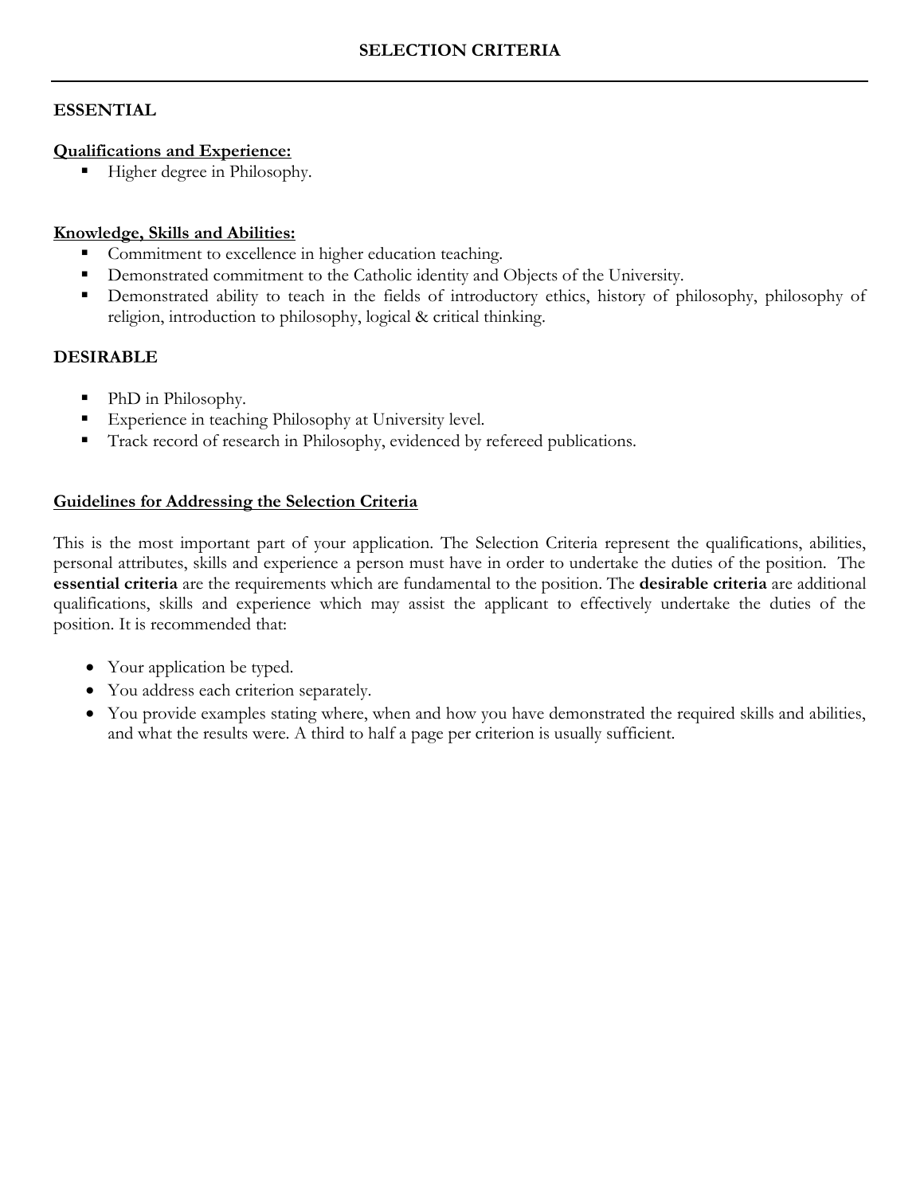# SELECTION CRITERIA

---

## ESSENTIAL

**Qualifications and Experience:**

- Higher degree in Philosophy.

**Knowledge, Skills and Abilities:**

- Commitment to excellence in higher education teaching.
- Demonstrated commitment to the Catholic identity and Objects of the University.
- Demonstrated ability to teach in the fields of introductory ethics, history of philosophy, philosophy of religion, introduction to philosophy, logical & critical thinking.

## DESIRABLE

- PhD in Philosophy.
- Experience in teaching Philosophy at University level.
- Track record of research in Philosophy, evidenced by refereed publications.

**Guidelines for Addressing the Selection Criteria**

This is the most important part of your application. The Selection Criteria represent the qualifications, abilities, personal attributes, skills and experience a person must have in order to undertake the duties of the position. The **essential criteria** are the requirements which are fundamental to the position. The **desirable criteria** are additional qualifications, skills and experience which may assist the applicant to effectively undertake the duties of the position. It is recommended that:

- Your application be typed.
- You address each criterion separately.
- You provide examples stating where, when and how you have demonstrated the required skills and abilities, and what the results were. A third to half a page per criterion is usually sufficient.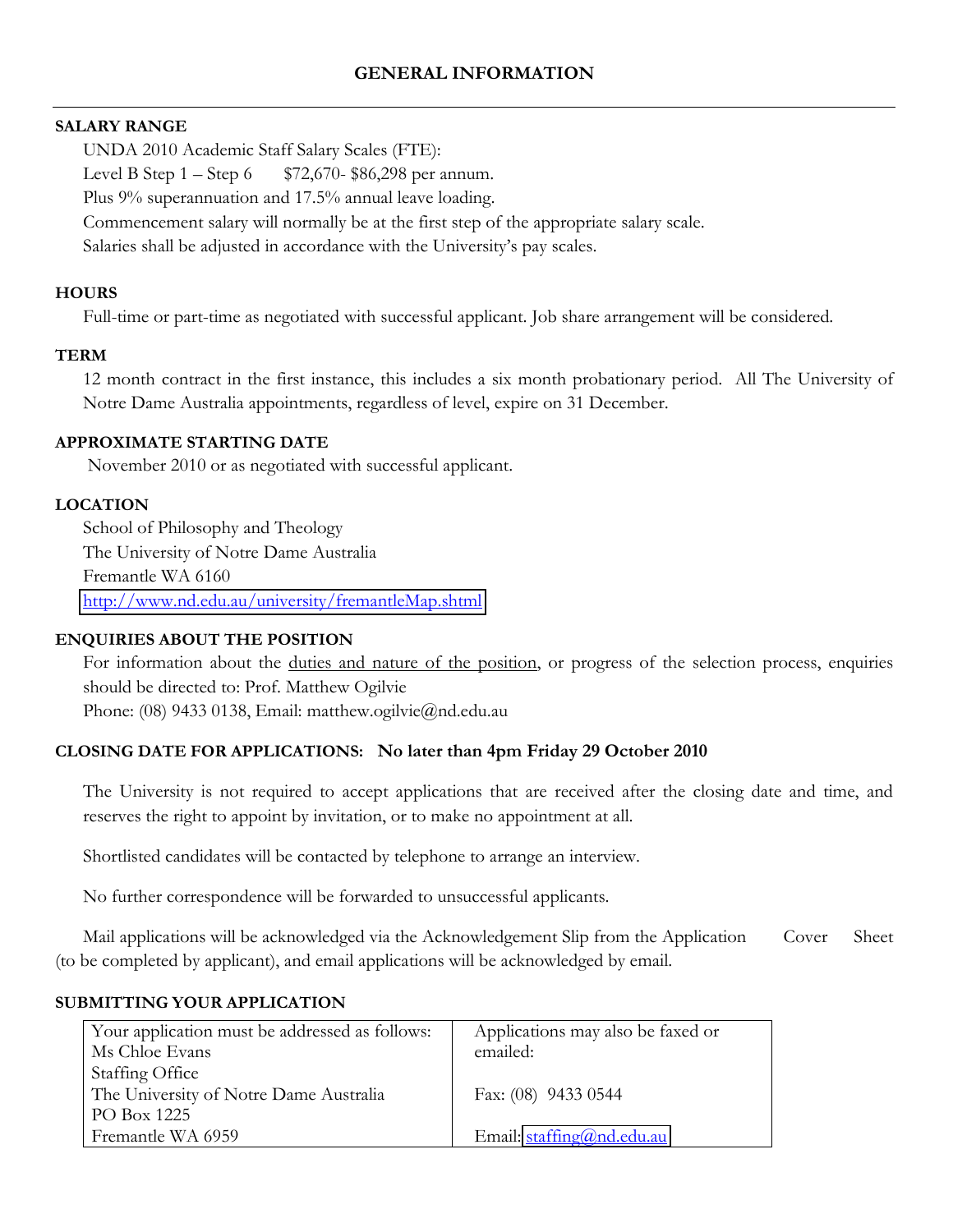## GENERAL INFORMATION

---

**SALARY RANGE**

UNDA 2010 Academic Staff Salary Scales (FTE):

Level B Step 1 – Step 6 $72,670- $86,298 per annum.

Plus 9% superannuation and 17.5% annual leave loading.

Commencement salary will normally be at the first step of the appropriate salary scale.

Salaries shall be adjusted in accordance with the University's pay scales.

**HOURS**

Full-time or part-time as negotiated with successful applicant. Job share arrangement will be considered.

**TERM**

12 month contract in the first instance, this includes a six month probationary period. All The University of Notre Dame Australia appointments, regardless of level, expire on 31 December.

**APPROXIMATE STARTING DATE**

November 2010 or as negotiated with successful applicant.

**LOCATION**

School of Philosophy and Theology
The University of Notre Dame Australia
Fremantle WA 6160
http://www.nd.edu.au/university/fremantleMap.shtml

**ENQUIRIES ABOUT THE POSITION**

For information about the duties and nature of the position, or progress of the selection process, enquiries should be directed to: Prof. Matthew Ogilvie
Phone: (08) 9433 0138, Email: matthew.ogilvie@nd.edu.au

**CLOSING DATE FOR APPLICATIONS: No later than 4pm Friday 29 October 2010**

The University is not required to accept applications that are received after the closing date and time, and reserves the right to appoint by invitation, or to make no appointment at all.

Shortlisted candidates will be contacted by telephone to arrange an interview.

No further correspondence will be forwarded to unsuccessful applicants.

Mail applications will be acknowledged via the Acknowledgement Slip from the Application Cover Sheet (to be completed by applicant), and email applications will be acknowledged by email.

**SUBMITTING YOUR APPLICATION**

| Your application must be addressed as follows: | Applications may also be faxed or emailed: |
|---|---|
| Ms Chloe Evans<br>Staffing Office<br>The University of Notre Dame Australia<br>PO Box 1225<br>Fremantle WA 6959 | Fax: (08) 9433 0544<br><br>Email: staffing@nd.edu.au |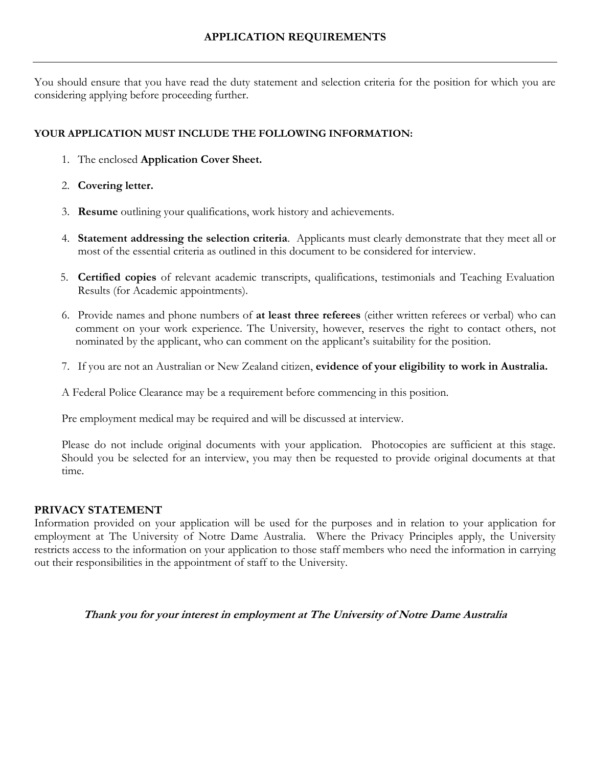# APPLICATION REQUIREMENTS

---

You should ensure that you have read the duty statement and selection criteria for the position for which you are considering applying before proceeding further.

**YOUR APPLICATION MUST INCLUDE THE FOLLOWING INFORMATION:**

1. The enclosed **Application Cover Sheet.**
2. **Covering letter.**
3. **Resume** outlining your qualifications, work history and achievements.
4. **Statement addressing the selection criteria**. Applicants must clearly demonstrate that they meet all or most of the essential criteria as outlined in this document to be considered for interview.
5. **Certified copies** of relevant academic transcripts, qualifications, testimonials and Teaching Evaluation Results (for Academic appointments).
6. Provide names and phone numbers of **at least three referees** (either written referees or verbal) who can comment on your work experience. The University, however, reserves the right to contact others, not nominated by the applicant, who can comment on the applicant's suitability for the position.
7. If you are not an Australian or New Zealand citizen, **evidence of your eligibility to work in Australia.**

A Federal Police Clearance may be a requirement before commencing in this position.

Pre employment medical may be required and will be discussed at interview.

Please do not include original documents with your application. Photocopies are sufficient at this stage. Should you be selected for an interview, you may then be requested to provide original documents at that time.

**PRIVACY STATEMENT**

Information provided on your application will be used for the purposes and in relation to your application for employment at The University of Notre Dame Australia. Where the Privacy Principles apply, the University restricts access to the information on your application to those staff members who need the information in carrying out their responsibilities in the appointment of staff to the University.

***Thank you for your interest in employment at The University of Notre Dame Australia***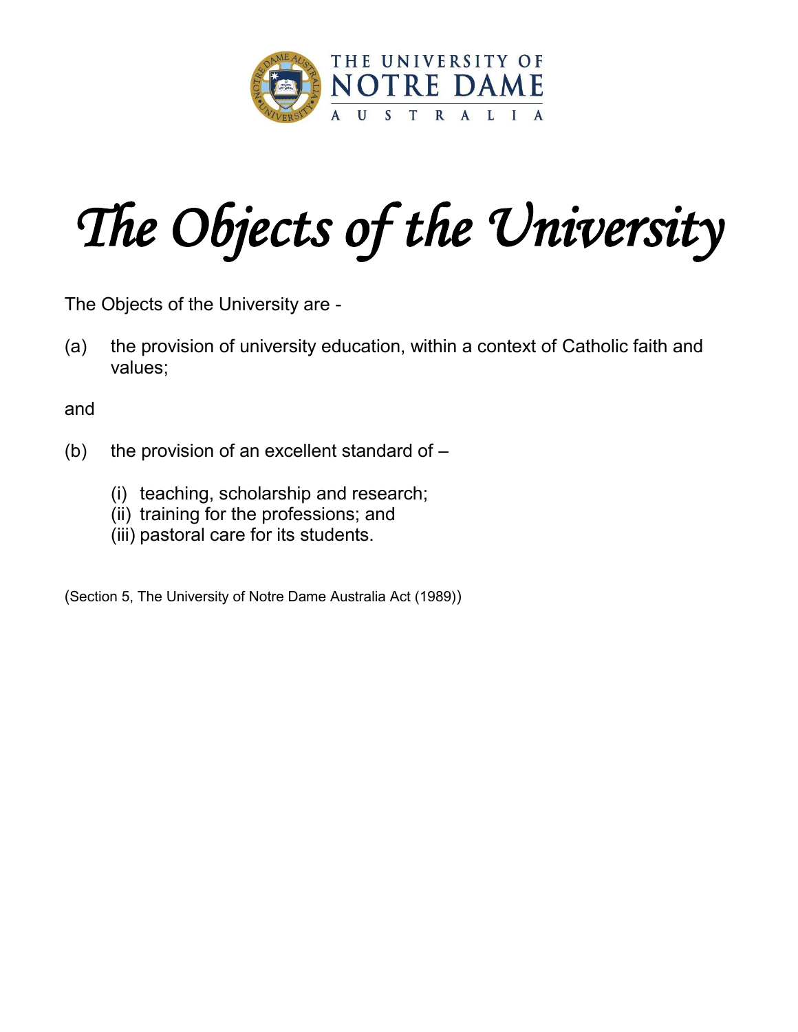# The Objects of the University

The Objects of the University are -

(a) the provision of university education, within a context of Catholic faith and values;

and

(b) the provision of an excellent standard of –

- (i) teaching, scholarship and research;
- (ii) training for the professions; and
- (iii) pastoral care for its students.

(Section 5, The University of Notre Dame Australia Act (1989))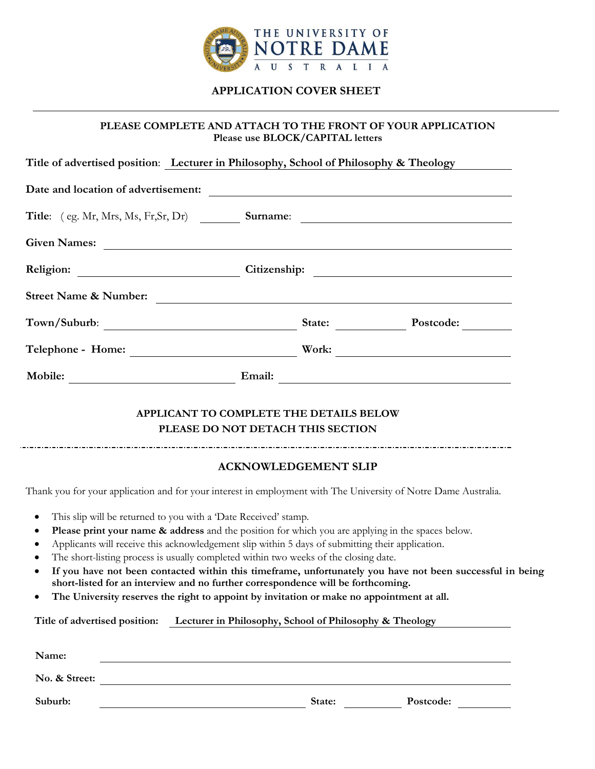THE UNIVERSITY OF NOTRE DAME AUSTRALIA

## APPLICATION COVER SHEET

**PLEASE COMPLETE AND ATTACH TO THE FRONT OF YOUR APPLICATION**
**Please use BLOCK/CAPITAL letters**

**Title of advertised position**: **Lecturer in Philosophy, School of Philosophy & Theology**

**Date and location of advertisement:** ______________________

**Title**: ( eg. Mr, Mrs, Ms, Fr,Sr, Dr) ________ **Surname**: ______________________

**Given Names:** ______________________

**Religion:** ______________________ **Citizenship:** ______________________

**Street Name & Number:** ______________________

**Town/Suburb**: ______________________ **State:** __________ **Postcode:** __________

**Telephone - Home:** ______________________ **Work:** ______________________

**Mobile:** ______________________ **Email:** ______________________

**APPLICANT TO COMPLETE THE DETAILS BELOW**
**PLEASE DO NOT DETACH THIS SECTION**

---

## ACKNOWLEDGEMENT SLIP

Thank you for your application and for your interest in employment with The University of Notre Dame Australia.

- This slip will be returned to you with a 'Date Received' stamp.
- **Please print your name & address** and the position for which you are applying in the spaces below.
- Applicants will receive this acknowledgement slip within 5 days of submitting their application.
- The short-listing process is usually completed within two weeks of the closing date.
- **If you have not been contacted within this timeframe, unfortunately you have not been successful in being short-listed for an interview and no further correspondence will be forthcoming.**
- **The University reserves the right to appoint by invitation or make no appointment at all.**

**Title of advertised position:** **Lecturer in Philosophy, School of Philosophy & Theology**

**Name:** ______________________

**No. & Street:** ______________________

**Suburb:** ______________________ **State:** __________ **Postcode:** __________